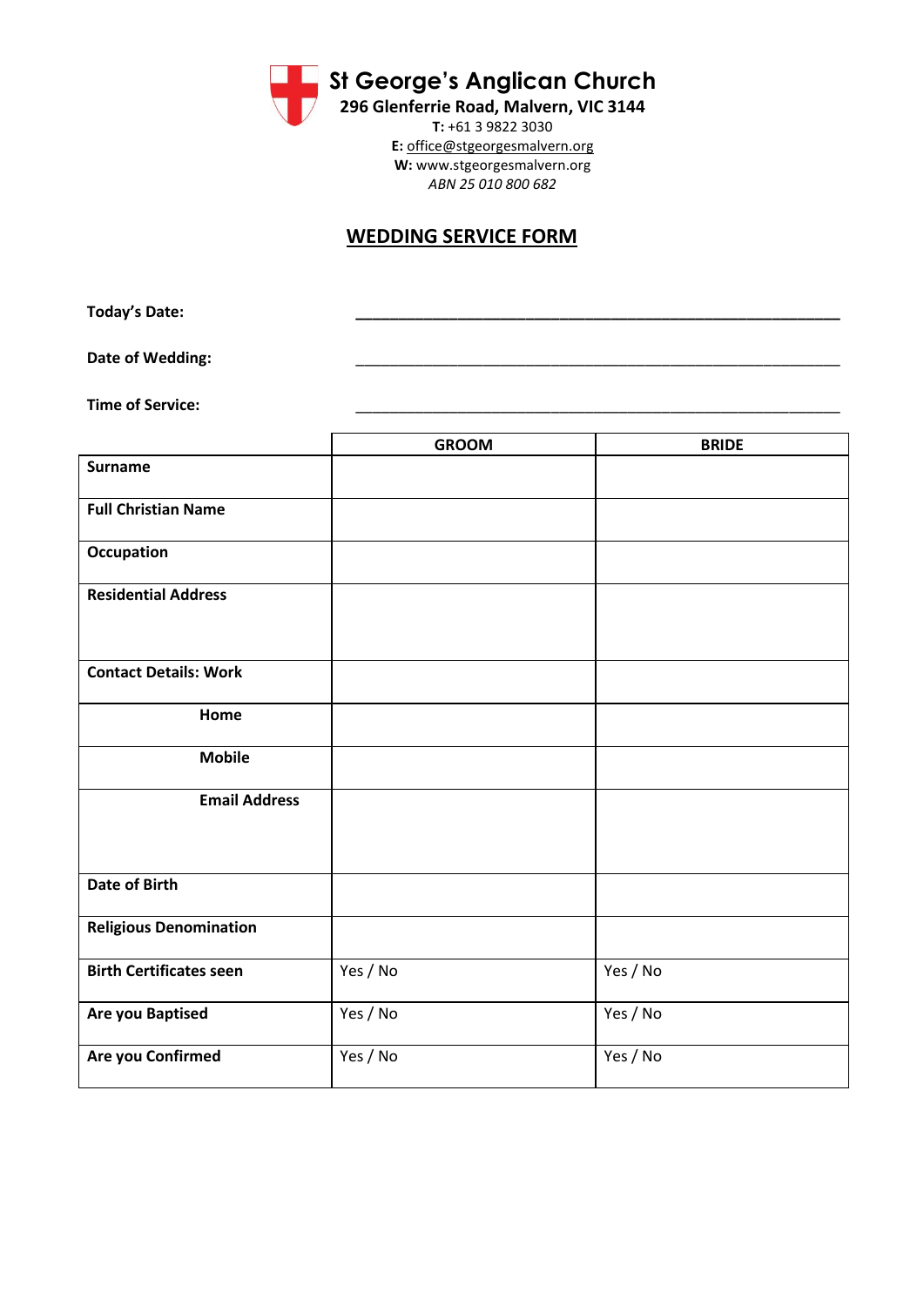# St George's Anglican Church

**296 Glenferrie Road, Malvern, VIC 3144**

**T:** +61 3 9822 3030

**E:** office@stgeorgesmalvern.org

**W:** www.stgeorgesmalvern.org

*ABN 25 010 800 682*

## WEDDING SERVICE FORM

**Today's Date:** ____________________________________________

**Date of Wedding:** ____________________________________________

**Time of Service:** ____________________________________________

| | GROOM | BRIDE |
|---|---|---|
| **Surname** | | |
| **Full Christian Name** | | |
| **Occupation** | | |
| **Residential Address** | | |
| **Contact Details: Work** | | |
| **Home** | | |
| **Mobile** | | |
| **Email Address** | | |
| **Date of Birth** | | |
| **Religious Denomination** | | |
| **Birth Certificates seen** | Yes / No | Yes / No |
| **Are you Baptised** | Yes / No | Yes / No |
| **Are you Confirmed** | Yes / No | Yes / No |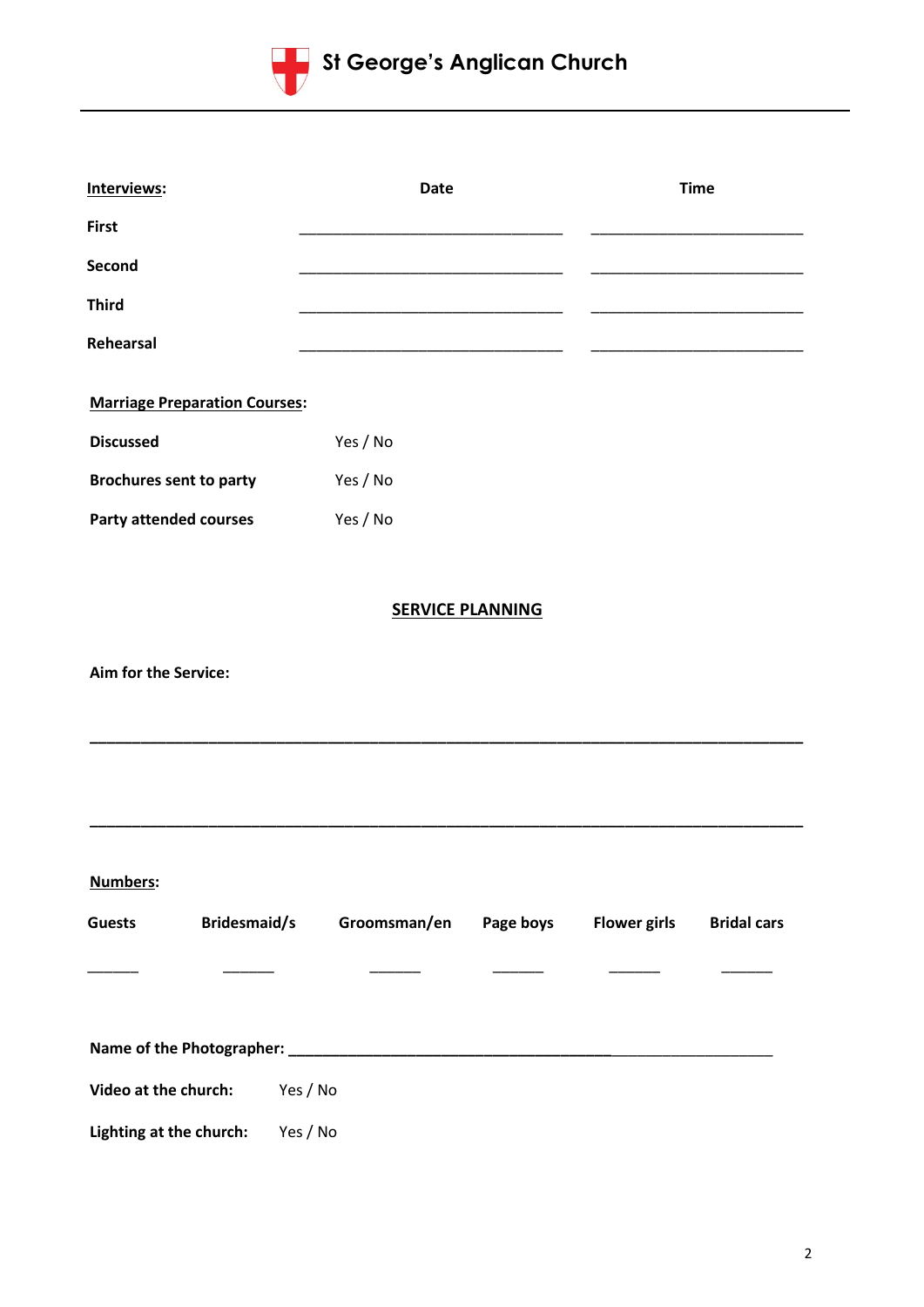| **Interviews:** | **Date** | **Time** |
|---|---|---|
| **First** | ______________________________ | ________________________ |
| **Second** | ______________________________ | ________________________ |
| **Third** | ______________________________ | ________________________ |
| **Rehearsal** | ______________________________ | ________________________ |

**Marriage Preparation Courses:**

| | |
|---|---|
| **Discussed** | Yes / No |
| **Brochures sent to party** | Yes / No |
| **Party attended courses** | Yes / No |

## SERVICE PLANNING

**Aim for the Service:**

________________________________________________________________________________

________________________________________________________________________________

**Numbers:**

| Guests | Bridesmaid/s | Groomsman/en | Page boys | Flower girls | Bridal cars |
|---|---|---|---|---|---|
| ______ | ______ | ______ | ______ | ______ | ______ |

**Name of the Photographer:** ____________________________________________________

**Video at the church:** Yes / No

**Lighting at the church:** Yes / No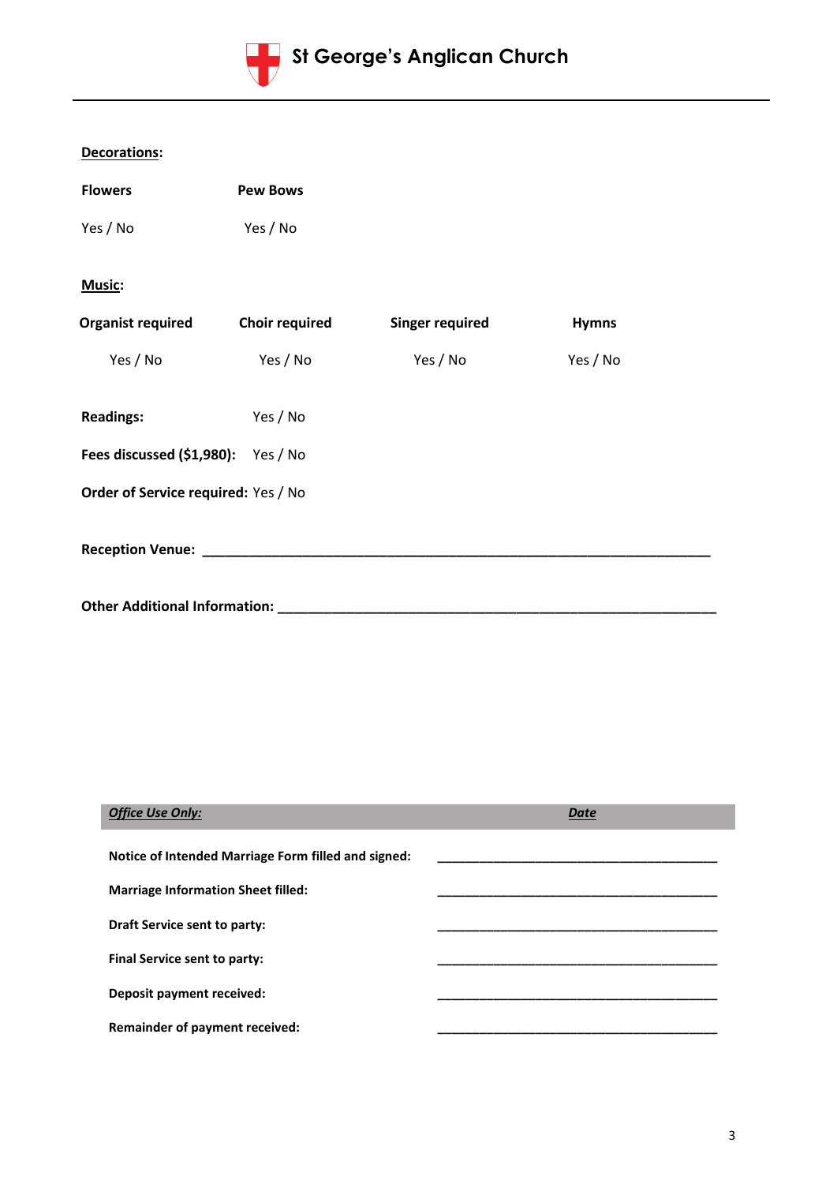St George's Anglican Church

**Decorations:**

| | |
|---|---|
| **Flowers** | **Pew Bows** |
| Yes / No | Yes / No |

**Music:**

| | | | |
|---|---|---|---|
| **Organist required** | **Choir required** | **Singer required** | **Hymns** |
| Yes / No | Yes / No | Yes / No | Yes / No |

**Readings:** Yes / No

**Fees discussed ($1,980):** Yes / No

**Order of Service required:** Yes / No

**Reception Venue:** ___________________________________________________________________

**Other Additional Information:** _________________________________________________________

| ***Office Use Only:*** | ***Date*** |
|---|---|
| **Notice of Intended Marriage Form filled and signed:** | ________________________________________ |
| **Marriage Information Sheet filled:** | ________________________________________ |
| **Draft Service sent to party:** | ________________________________________ |
| **Final Service sent to party:** | ________________________________________ |
| **Deposit payment received:** | ________________________________________ |
| **Remainder of payment received:** | ________________________________________ |